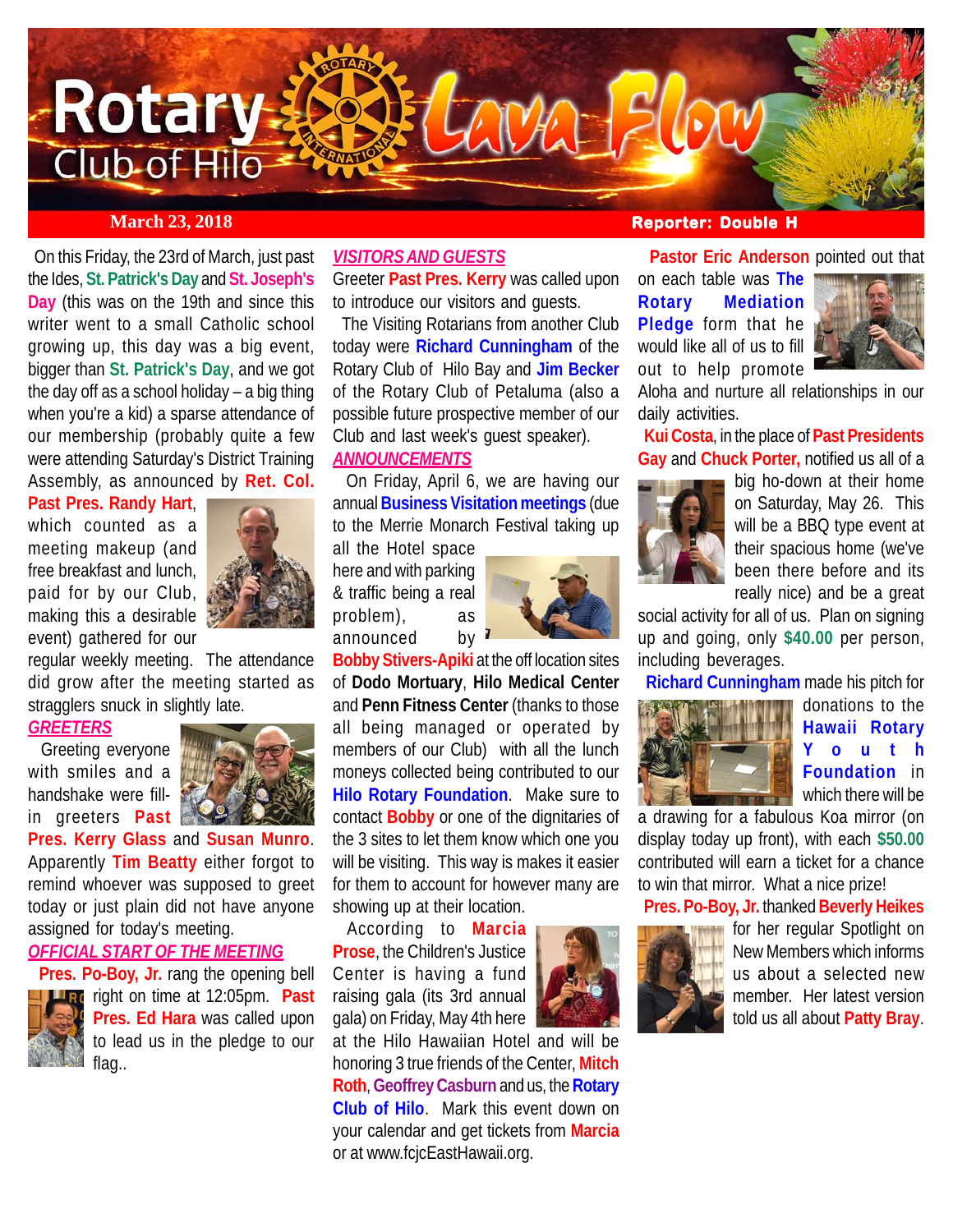# Rotary Club of Hilo Lava Flow

**March 23, 2018** **Reporter: Double H**

On this Friday, the 23rd of March, just past the Ides, **St. Patrick's Day** and **St. Joseph's Day** (this was on the 19th and since this writer went to a small Catholic school growing up, this day was a big event, bigger than **St. Patrick's Day**, and we got the day off as a school holiday – a big thing when you're a kid) a sparse attendance of our membership (probably quite a few were attending Saturday's District Training Assembly, as announced by **Ret. Col. Past Pres. Randy Hart**, which counted as a meeting makeup (and free breakfast and lunch, paid for by our Club, making this a desirable event) gathered for our regular weekly meeting. The attendance did grow after the meeting started as stragglers snuck in slightly late.

## *GREETERS*

Greeting everyone with smiles and a handshake were fill-in greeters **Past Pres. Kerry Glass** and **Susan Munro**. Apparently **Tim Beatty** either forgot to remind whoever was supposed to greet today or just plain did not have anyone assigned for today's meeting.

## *OFFICIAL START OF THE MEETING*

**Pres. Po-Boy, Jr.** rang the opening bell right on time at 12:05pm. **Past Pres. Ed Hara** was called upon to lead us in the pledge to our flag..

## *VISITORS AND GUESTS*

Greeter **Past Pres. Kerry** was called upon to introduce our visitors and guests.

The Visiting Rotarians from another Club today were **Richard Cunningham** of the Rotary Club of Hilo Bay and **Jim Becker** of the Rotary Club of Petaluma (also a possible future prospective member of our Club and last week's guest speaker).

## *ANNOUNCEMENTS*

On Friday, April 6, we are having our annual **Business Visitation meetings** (due to the Merrie Monarch Festival taking up all the Hotel space here and with parking & traffic being a real problem), as announced by **Bobby Stivers-Apiki** at the off location sites of **Dodo Mortuary**, **Hilo Medical Center** and **Penn Fitness Center** (thanks to those all being managed or operated by members of our Club) with all the lunch moneys collected being contributed to our **Hilo Rotary Foundation**. Make sure to contact **Bobby** or one of the dignitaries of the 3 sites to let them know which one you will be visiting. This way is makes it easier for them to account for however many are showing up at their location.

According to **Marcia Prose**, the Children's Justice Center is having a fund raising gala (its 3rd annual gala) on Friday, May 4th here at the Hilo Hawaiian Hotel and will be honoring 3 true friends of the Center, **Mitch Roth**, **Geoffrey Casburn** and us, the **Rotary Club of Hilo**. Mark this event down on your calendar and get tickets from **Marcia** or at www.fcjcEastHawaii.org.

**Pastor Eric Anderson** pointed out that on each table was **The Rotary Mediation Pledge** form that he would like all of us to fill out to help promote Aloha and nurture all relationships in our daily activities.

**Kui Costa**, in the place of **Past Presidents Gay** and **Chuck Porter**, notified us all of a big ho-down at their home on Saturday, May 26. This will be a BBQ type event at their spacious home (we've been there before and its really nice) and be a great social activity for all of us. Plan on signing up and going, only **$40.00** per person, including beverages.

**Richard Cunningham** made his pitch for donations to the **Hawaii Rotary Youth Foundation** in which there will be a drawing for a fabulous Koa mirror (on display today up front), with each **$50.00** contributed will earn a ticket for a chance to win that mirror. What a nice prize!

**Pres. Po-Boy, Jr.** thanked **Beverly Heikes** for her regular Spotlight on New Members which informs us about a selected new member. Her latest version told us all about **Patty Bray**.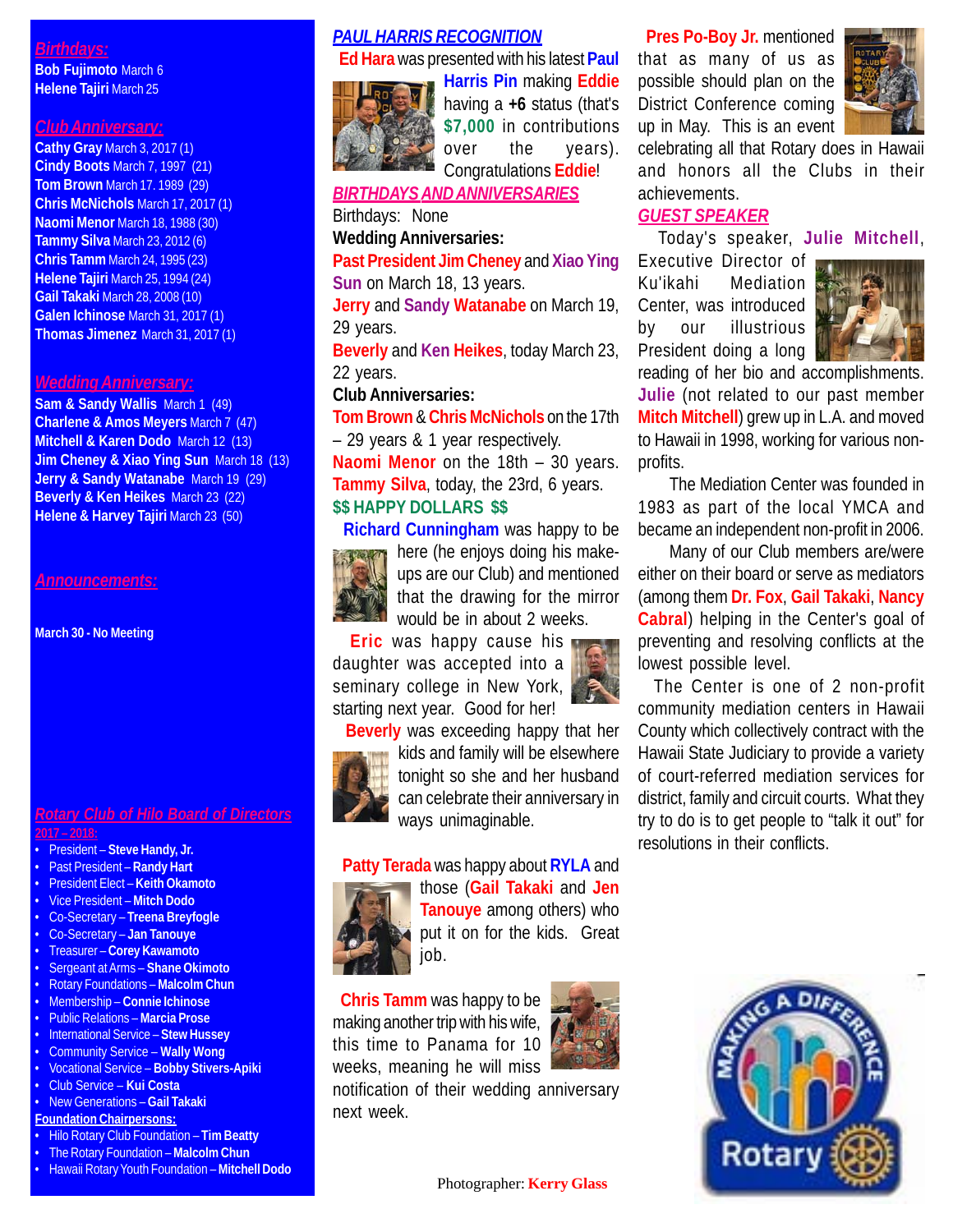## *Birthdays:*

**Bob Fujimoto** March 6
**Helene Tajiri** March 25

## *Club Anniversary:*

**Cathy Gray** March 3, 2017 (1)
**Cindy Boots** March 7, 1997 (21)
**Tom Brown** March 17. 1989 (29)
**Chris McNichols** March 17, 2017 (1)
**Naomi Menor** March 18, 1988 (30)
**Tammy Silva** March 23, 2012 (6)
**Chris Tamm** March 24, 1995 (23)
**Helene Tajiri** March 25, 1994 (24)
**Gail Takaki** March 28, 2008 (10)
**Galen Ichinose** March 31, 2017 (1)
**Thomas Jimenez** March 31, 2017 (1)

## *Wedding Anniversary:*

**Sam & Sandy Wallis** March 1 (49)
**Charlene & Amos Meyers** March 7 (47)
**Mitchell & Karen Dodo** March 12 (13)
**Jim Cheney & Xiao Ying Sun** March 18 (13)
**Jerry & Sandy Watanabe** March 19 (29)
**Beverly & Ken Heikes** March 23 (22)
**Helene & Harvey Tajiri** March 23 (50)

## *Announcements:*

**March 30 - No Meeting**

## *Rotary Club of Hilo Board of Directors*

**2017 – 2018:**

- President – **Steve Handy, Jr.**
- Past President – **Randy Hart**
- President Elect – **Keith Okamoto**
- Vice President – **Mitch Dodo**
- Co-Secretary – **Treena Breyfogle**
- Co-Secretary – **Jan Tanouye**
- Treasurer – **Corey Kawamoto**
- Sergeant at Arms – **Shane Okimoto**
- Rotary Foundations – **Malcolm Chun**
- Membership – **Connie Ichinose**
- Public Relations – **Marcia Prose**
- International Service – **Stew Hussey**
- Community Service – **Wally Wong**
- Vocational Service – **Bobby Stivers-Apiki**
- Club Service – **Kui Costa**
- New Generations – **Gail Takaki**

**Foundation Chairpersons:**

- Hilo Rotary Club Foundation – **Tim Beatty**
- The Rotary Foundation – **Malcolm Chun**
- Hawaii Rotary Youth Foundation – **Mitchell Dodo**

## *PAUL HARRIS RECOGNITION*

**Ed Hara** was presented with his latest **Paul Harris Pin** making **Eddie** having a **+6** status (that's **$7,000** in contributions over the years). Congratulations **Eddie**!

## *BIRTHDAYS AND ANNIVERSARIES*

Birthdays: None

**Wedding Anniversaries:**

**Past President Jim Cheney** and **Xiao Ying Sun** on March 18, 13 years.

**Jerry** and **Sandy Watanabe** on March 19, 29 years.

**Beverly** and **Ken Heikes**, today March 23, 22 years.

**Club Anniversaries:**

**Tom Brown** & **Chris McNichols** on the 17th – 29 years & 1 year respectively.

**Naomi Menor** on the 18th – 30 years.

**Tammy Silva**, today, the 23rd, 6 years.

**$$ HAPPY DOLLARS $$**

**Richard Cunningham** was happy to be here (he enjoys doing his make-ups are our Club) and mentioned that the drawing for the mirror would be in about 2 weeks.

**Eric** was happy cause his daughter was accepted into a seminary college in New York, starting next year. Good for her!

**Beverly** was exceeding happy that her kids and family will be elsewhere tonight so she and her husband can celebrate their anniversary in ways unimaginable.

**Patty Terada** was happy about **RYLA** and those (**Gail Takaki** and **Jen Tanouye** among others) who put it on for the kids. Great job.

**Chris Tamm** was happy to be making another trip with his wife, this time to Panama for 10 weeks, meaning he will miss notification of their wedding anniversary next week.

**Pres Po-Boy Jr.** mentioned that as many of us as possible should plan on the District Conference coming up in May. This is an event celebrating all that Rotary does in Hawaii and honors all the Clubs in their achievements.

## *GUEST SPEAKER*

Today's speaker, **Julie Mitchell**, Executive Director of Ku'ikahi Mediation Center, was introduced by our illustrious President doing a long reading of her bio and accomplishments. **Julie** (not related to our past member **Mitch Mitchell**) grew up in L.A. and moved to Hawaii in 1998, working for various non-profits.

The Mediation Center was founded in 1983 as part of the local YMCA and became an independent non-profit in 2006.

Many of our Club members are/were either on their board or serve as mediators (among them **Dr. Fox**, **Gail Takaki**, **Nancy Cabral**) helping in the Center's goal of preventing and resolving conflicts at the lowest possible level.

The Center is one of 2 non-profit community mediation centers in Hawaii County which collectively contract with the Hawaii State Judiciary to provide a variety of court-referred mediation services for district, family and circuit courts. What they try to do is to get people to "talk it out" for resolutions in their conflicts.

Photographer: **Kerry Glass**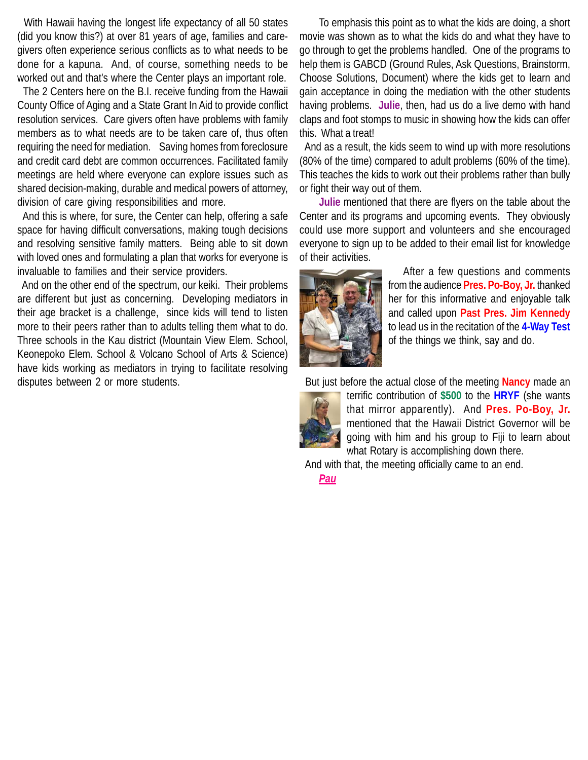With Hawaii having the longest life expectancy of all 50 states (did you know this?) at over 81 years of age, families and care-givers often experience serious conflicts as to what needs to be done for a kapuna. And, of course, something needs to be worked out and that's where the Center plays an important role.

The 2 Centers here on the B.I. receive funding from the Hawaii County Office of Aging and a State Grant In Aid to provide conflict resolution services. Care givers often have problems with family members as to what needs are to be taken care of, thus often requiring the need for mediation. Saving homes from foreclosure and credit card debt are common occurrences. Facilitated family meetings are held where everyone can explore issues such as shared decision-making, durable and medical powers of attorney, division of care giving responsibilities and more.

And this is where, for sure, the Center can help, offering a safe space for having difficult conversations, making tough decisions and resolving sensitive family matters. Being able to sit down with loved ones and formulating a plan that works for everyone is invaluable to families and their service providers.

And on the other end of the spectrum, our keiki. Their problems are different but just as concerning. Developing mediators in their age bracket is a challenge, since kids will tend to listen more to their peers rather than to adults telling them what to do. Three schools in the Kau district (Mountain View Elem. School, Keonepoko Elem. School & Volcano School of Arts & Science) have kids working as mediators in trying to facilitate resolving disputes between 2 or more students.

To emphasis this point as to what the kids are doing, a short movie was shown as to what the kids do and what they have to go through to get the problems handled. One of the programs to help them is GABCD (Ground Rules, Ask Questions, Brainstorm, Choose Solutions, Document) where the kids get to learn and gain acceptance in doing the mediation with the other students having problems. **Julie**, then, had us do a live demo with hand claps and foot stomps to music in showing how the kids can offer this. What a treat!

And as a result, the kids seem to wind up with more resolutions (80% of the time) compared to adult problems (60% of the time). This teaches the kids to work out their problems rather than bully or fight their way out of them.

**Julie** mentioned that there are flyers on the table about the Center and its programs and upcoming events. They obviously could use more support and volunteers and she encouraged everyone to sign up to be added to their email list for knowledge of their activities.

After a few questions and comments from the audience **Pres. Po-Boy, Jr.** thanked her for this informative and enjoyable talk and called upon **Past Pres. Jim Kennedy** to lead us in the recitation of the **4-Way Test** of the things we think, say and do.

But just before the actual close of the meeting **Nancy** made an terrific contribution of **$500** to the **HRYF** (she wants that mirror apparently). And **Pres. Po-Boy, Jr.** mentioned that the Hawaii District Governor will be going with him and his group to Fiji to learn about what Rotary is accomplishing down there.

And with that, the meeting officially came to an end.

***Pau***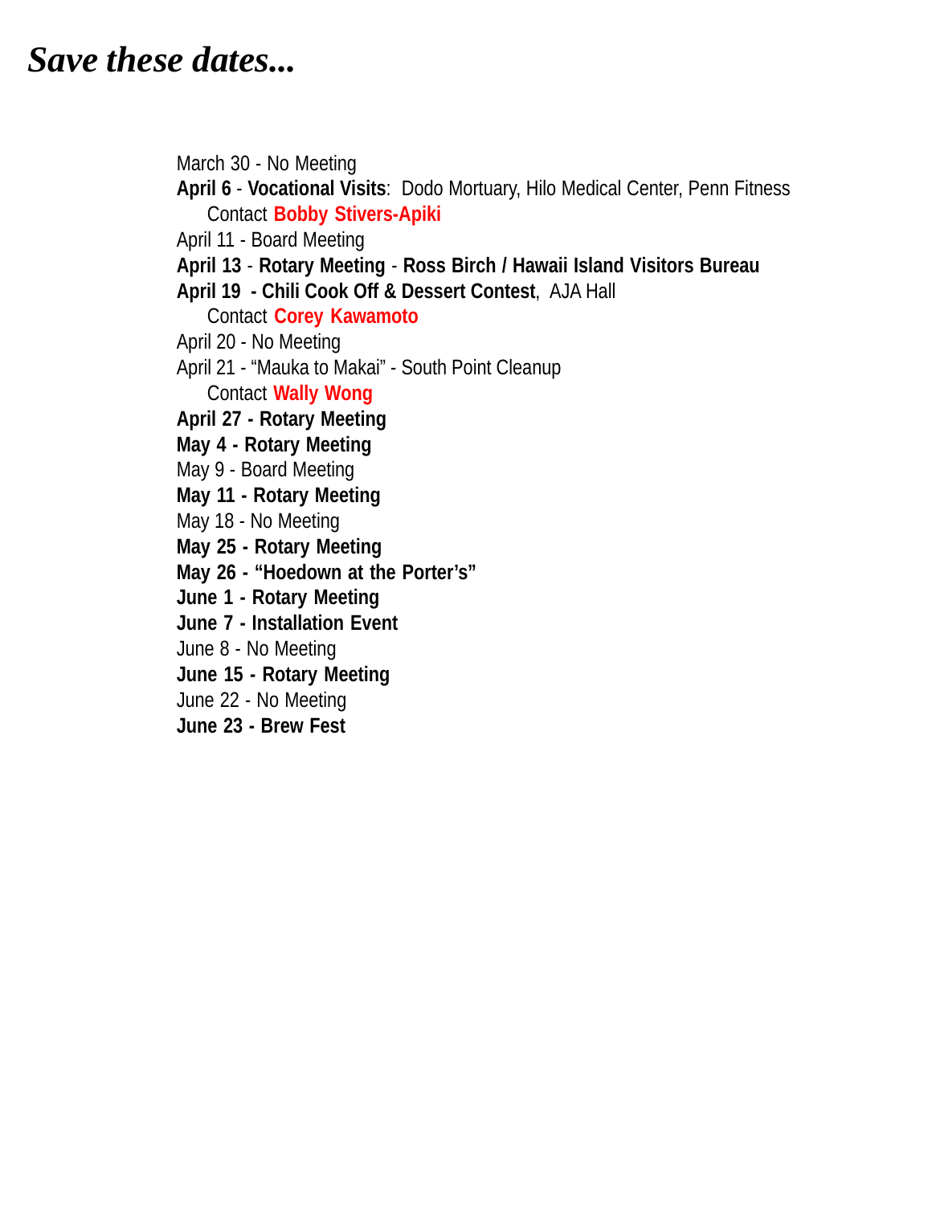# ***Save these dates...***

March 30 - No Meeting
**April 6** - **Vocational Visits**: Dodo Mortuary, Hilo Medical Center, Penn Fitness
  Contact **Bobby Stivers-Apiki**
April 11 - Board Meeting
**April 13** - **Rotary Meeting** - **Ross Birch / Hawaii Island Visitors Bureau**
**April 19 - Chili Cook Off & Dessert Contest**, AJA Hall
  Contact **Corey Kawamoto**
April 20 - No Meeting
April 21 - "Mauka to Makai" - South Point Cleanup
  Contact **Wally Wong**
**April 27 - Rotary Meeting**
**May 4 - Rotary Meeting**
May 9 - Board Meeting
**May 11 - Rotary Meeting**
May 18 - No Meeting
**May 25 - Rotary Meeting**
**May 26 - "Hoedown at the Porter's"**
**June 1 - Rotary Meeting**
**June 7 - Installation Event**
June 8 - No Meeting
**June 15 - Rotary Meeting**
June 22 - No Meeting
**June 23 - Brew Fest**